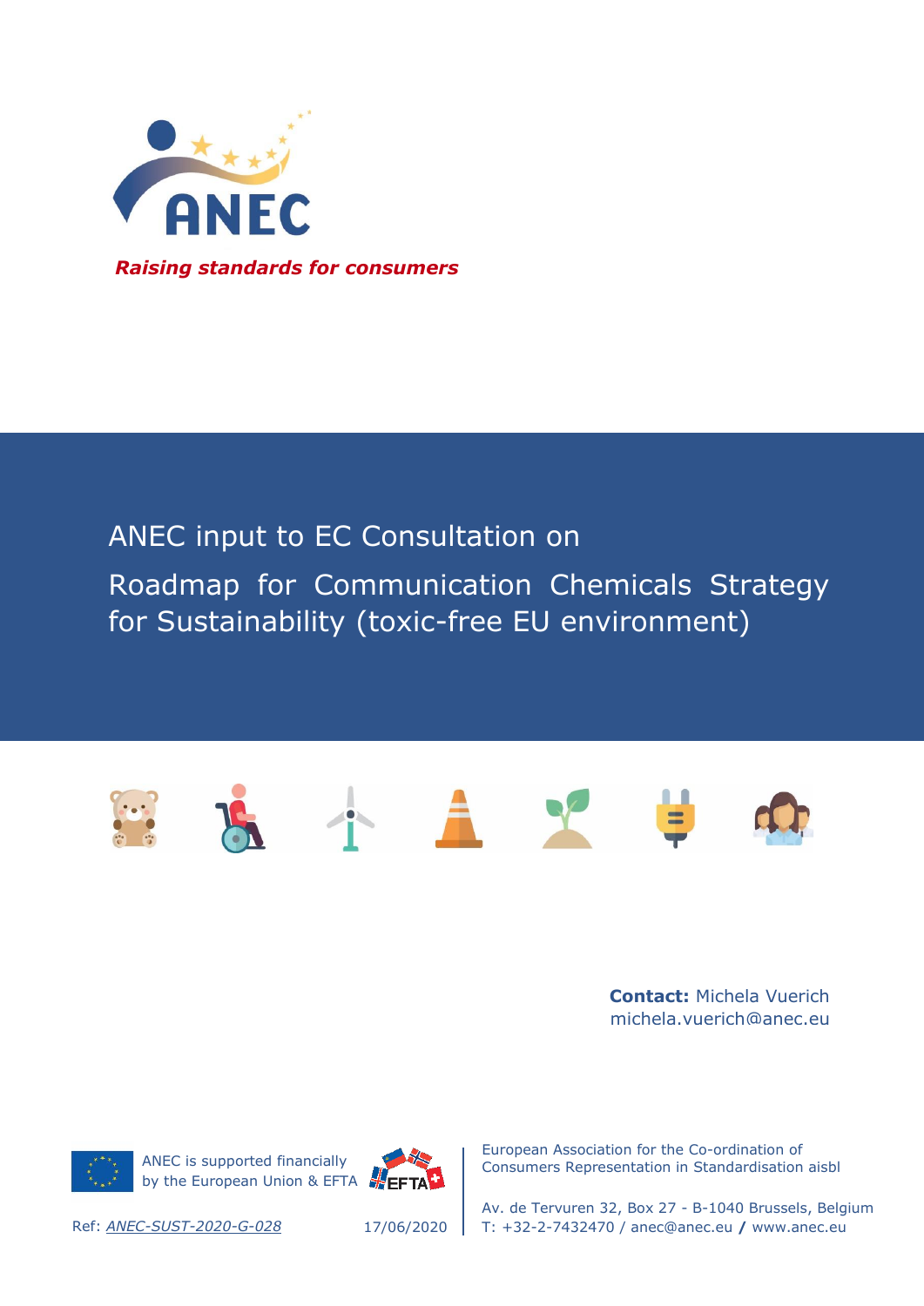ANEC

*Raising standards for consumers*

# ANEC input to EC Consultation on Roadmap for Communication Chemicals Strategy for Sustainability (toxic-free EU environment)

**Contact:** Michela Vuerich
michela.vuerich@anec.eu

ANEC is supported financially by the European Union & EFTA

Ref: *ANEC-SUST-2020-G-028*

17/06/2020

European Association for the Co-ordination of Consumers Representation in Standardisation aisbl

Av. de Tervuren 32, Box 27 - B-1040 Brussels, Belgium
T: +32-2-7432470 / anec@anec.eu / www.anec.eu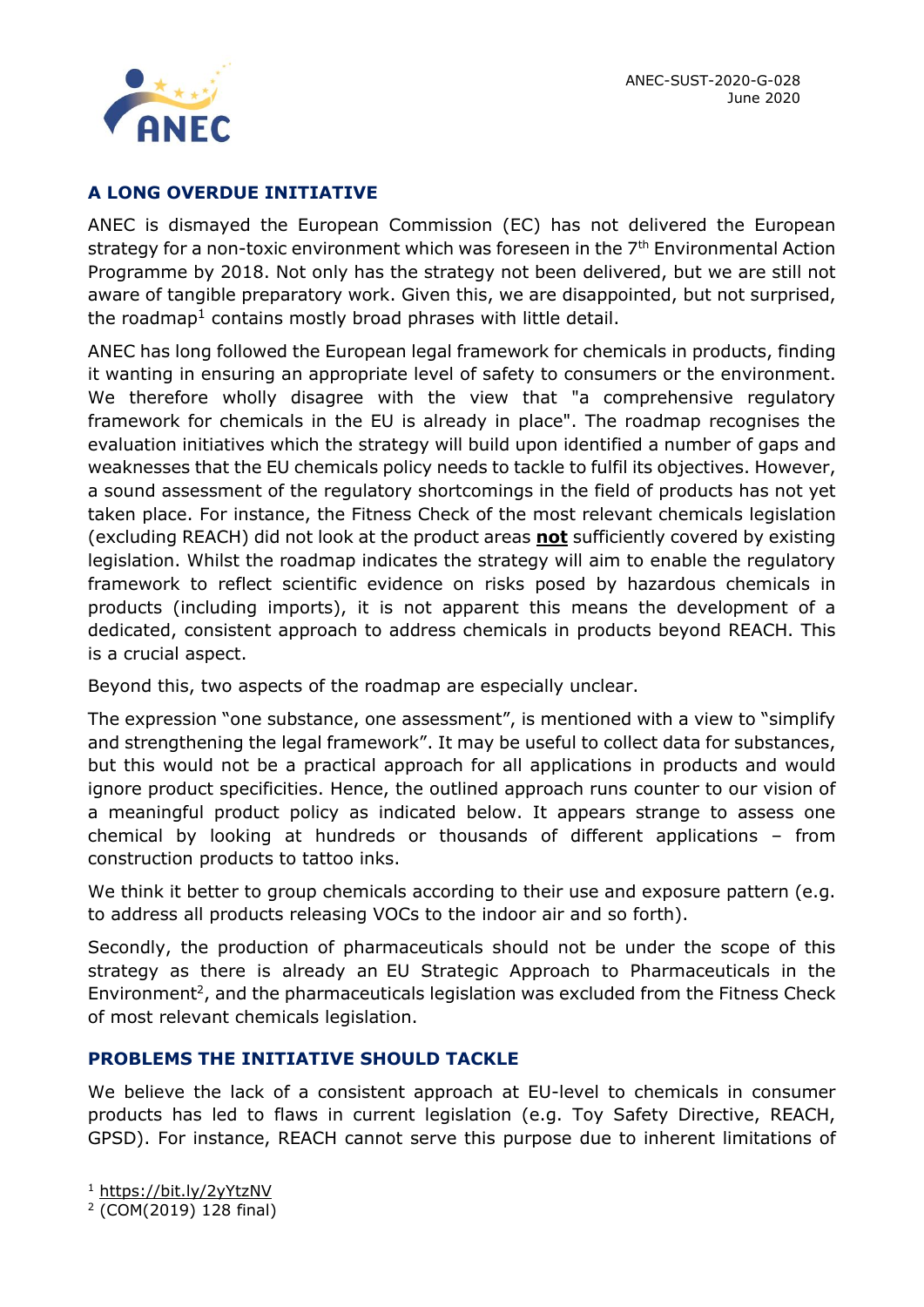ANEC-SUST-2020-G-028
June 2020

## A LONG OVERDUE INITIATIVE

ANEC is dismayed the European Commission (EC) has not delivered the European strategy for a non-toxic environment which was foreseen in the 7th Environmental Action Programme by 2018. Not only has the strategy not been delivered, but we are still not aware of tangible preparatory work. Given this, we are disappointed, but not surprised, the roadmap[1] contains mostly broad phrases with little detail.

ANEC has long followed the European legal framework for chemicals in products, finding it wanting in ensuring an appropriate level of safety to consumers or the environment. We therefore wholly disagree with the view that "a comprehensive regulatory framework for chemicals in the EU is already in place". The roadmap recognises the evaluation initiatives which the strategy will build upon identified a number of gaps and weaknesses that the EU chemicals policy needs to tackle to fulfil its objectives. However, a sound assessment of the regulatory shortcomings in the field of products has not yet taken place. For instance, the Fitness Check of the most relevant chemicals legislation (excluding REACH) did not look at the product areas **not** sufficiently covered by existing legislation. Whilst the roadmap indicates the strategy will aim to enable the regulatory framework to reflect scientific evidence on risks posed by hazardous chemicals in products (including imports), it is not apparent this means the development of a dedicated, consistent approach to address chemicals in products beyond REACH. This is a crucial aspect.

Beyond this, two aspects of the roadmap are especially unclear.

The expression "one substance, one assessment", is mentioned with a view to "simplify and strengthening the legal framework". It may be useful to collect data for substances, but this would not be a practical approach for all applications in products and would ignore product specificities. Hence, the outlined approach runs counter to our vision of a meaningful product policy as indicated below. It appears strange to assess one chemical by looking at hundreds or thousands of different applications – from construction products to tattoo inks.

We think it better to group chemicals according to their use and exposure pattern (e.g. to address all products releasing VOCs to the indoor air and so forth).

Secondly, the production of pharmaceuticals should not be under the scope of this strategy as there is already an EU Strategic Approach to Pharmaceuticals in the Environment[2], and the pharmaceuticals legislation was excluded from the Fitness Check of most relevant chemicals legislation.

## PROBLEMS THE INITIATIVE SHOULD TACKLE

We believe the lack of a consistent approach at EU-level to chemicals in consumer products has led to flaws in current legislation (e.g. Toy Safety Directive, REACH, GPSD). For instance, REACH cannot serve this purpose due to inherent limitations of

[1] https://bit.ly/2yYtzNV
[2] (COM(2019) 128 final)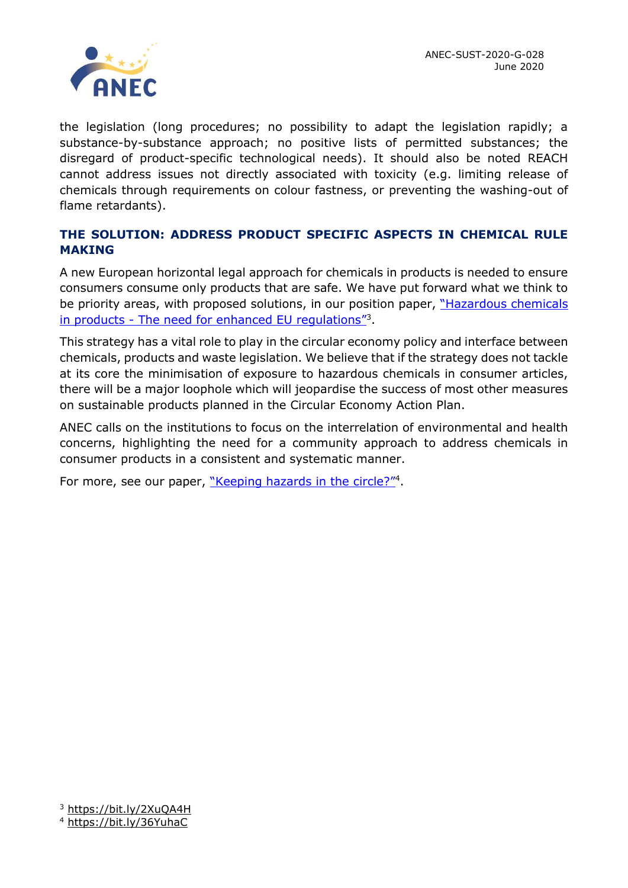the legislation (long procedures; no possibility to adapt the legislation rapidly; a substance-by-substance approach; no positive lists of permitted substances; the disregard of product-specific technological needs). It should also be noted REACH cannot address issues not directly associated with toxicity (e.g. limiting release of chemicals through requirements on colour fastness, or preventing the washing-out of flame retardants).

## THE SOLUTION: ADDRESS PRODUCT SPECIFIC ASPECTS IN CHEMICAL RULE MAKING

A new European horizontal legal approach for chemicals in products is needed to ensure consumers consume only products that are safe. We have put forward what we think to be priority areas, with proposed solutions, in our position paper, "Hazardous chemicals in products - The need for enhanced EU regulations"[3].

This strategy has a vital role to play in the circular economy policy and interface between chemicals, products and waste legislation. We believe that if the strategy does not tackle at its core the minimisation of exposure to hazardous chemicals in consumer articles, there will be a major loophole which will jeopardise the success of most other measures on sustainable products planned in the Circular Economy Action Plan.

ANEC calls on the institutions to focus on the interrelation of environmental and health concerns, highlighting the need for a community approach to address chemicals in consumer products in a consistent and systematic manner.

For more, see our paper, "Keeping hazards in the circle?"[4].

[3] https://bit.ly/2XuQA4H

[4] https://bit.ly/36YuhaC